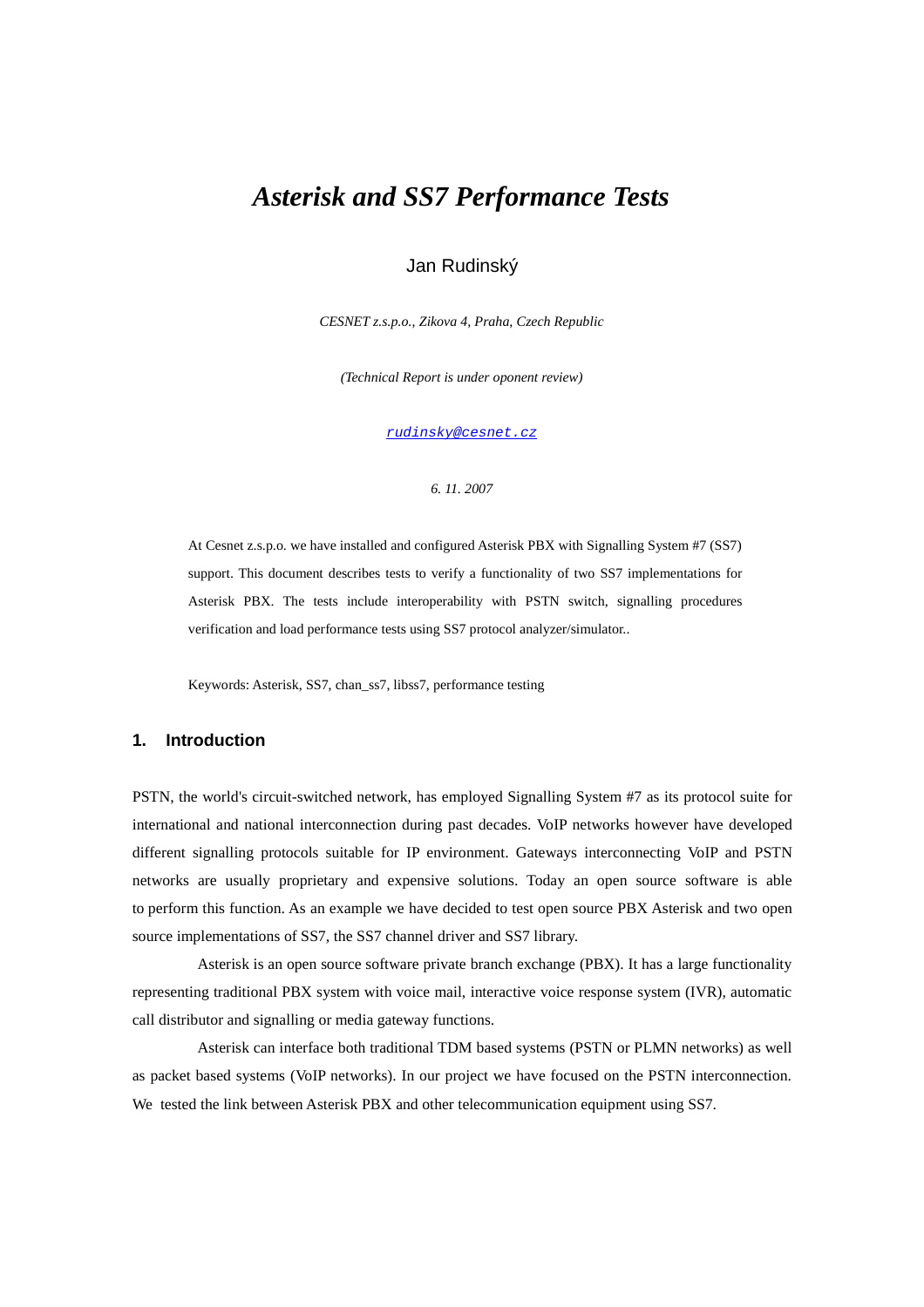# *Asterisk and SS7 Performance Tests*

Jan Rudinský

*CESNET z.s.p.o., Zikova 4, Praha, Czech Republic*

*(Technical Report is under oponent review)*

rudinsky@cesnet.cz

*6. 11. 2007*

At Cesnet z.s.p.o. we have installed and configured Asterisk PBX with Signalling System #7 (SS7) support. This document describes tests to verify a functionality of two SS7 implementations for Asterisk PBX. The tests include interoperability with PSTN switch, signalling procedures verification and load performance tests using SS7 protocol analyzer/simulator..

Keywords: Asterisk, SS7, chan_ss7, libss7, performance testing

## 1. Introduction

PSTN, the world's circuit-switched network, has employed Signalling System #7 as its protocol suite for international and national interconnection during past decades. VoIP networks however have developed different signalling protocols suitable for IP environment. Gateways interconnecting VoIP and PSTN networks are usually proprietary and expensive solutions. Today an open source software is able to perform this function. As an example we have decided to test open source PBX Asterisk and two open source implementations of SS7, the SS7 channel driver and SS7 library.

Asterisk is an open source software private branch exchange (PBX). It has a large functionality representing traditional PBX system with voice mail, interactive voice response system (IVR), automatic call distributor and signalling or media gateway functions.

Asterisk can interface both traditional TDM based systems (PSTN or PLMN networks) as well as packet based systems (VoIP networks). In our project we have focused on the PSTN interconnection. We tested the link between Asterisk PBX and other telecommunication equipment using SS7.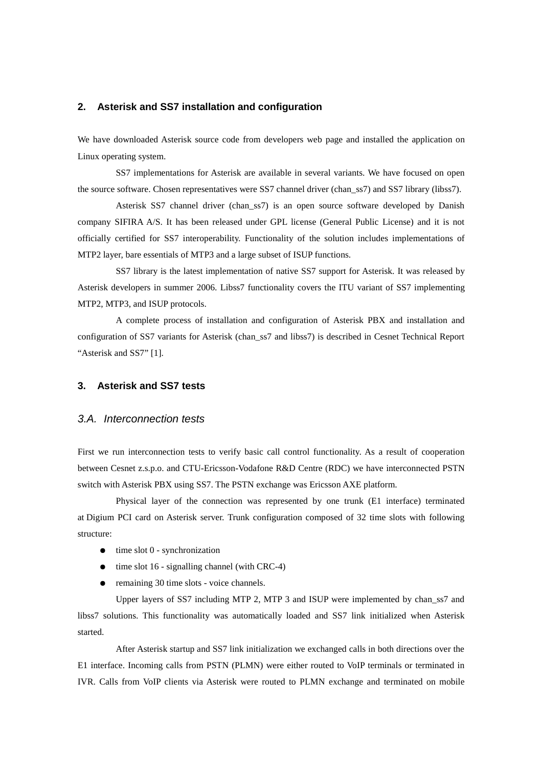## 2. Asterisk and SS7 installation and configuration

We have downloaded Asterisk source code from developers web page and installed the application on Linux operating system.

SS7 implementations for Asterisk are available in several variants. We have focused on open the source software. Chosen representatives were SS7 channel driver (chan_ss7) and SS7 library (libss7).

Asterisk SS7 channel driver (chan_ss7) is an open source software developed by Danish company SIFIRA A/S. It has been released under GPL license (General Public License) and it is not officially certified for SS7 interoperability. Functionality of the solution includes implementations of MTP2 layer, bare essentials of MTP3 and a large subset of ISUP functions.

SS7 library is the latest implementation of native SS7 support for Asterisk. It was released by Asterisk developers in summer 2006. Libss7 functionality covers the ITU variant of SS7 implementing MTP2, MTP3, and ISUP protocols.

A complete process of installation and configuration of Asterisk PBX and installation and configuration of SS7 variants for Asterisk (chan_ss7 and libss7) is described in Cesnet Technical Report “Asterisk and SS7” [1].

## 3. Asterisk and SS7 tests

### *3.A. Interconnection tests*

First we run interconnection tests to verify basic call control functionality. As a result of cooperation between Cesnet z.s.p.o. and CTU-Ericsson-Vodafone R&D Centre (RDC) we have interconnected PSTN switch with Asterisk PBX using SS7. The PSTN exchange was Ericsson AXE platform.

Physical layer of the connection was represented by one trunk (E1 interface) terminated at Digium PCI card on Asterisk server. Trunk configuration composed of 32 time slots with following structure:

- time slot 0 - synchronization
- time slot 16 - signalling channel (with CRC-4)
- remaining 30 time slots - voice channels.

Upper layers of SS7 including MTP 2, MTP 3 and ISUP were implemented by chan_ss7 and libss7 solutions. This functionality was automatically loaded and SS7 link initialized when Asterisk started.

After Asterisk startup and SS7 link initialization we exchanged calls in both directions over the E1 interface. Incoming calls from PSTN (PLMN) were either routed to VoIP terminals or terminated in IVR. Calls from VoIP clients via Asterisk were routed to PLMN exchange and terminated on mobile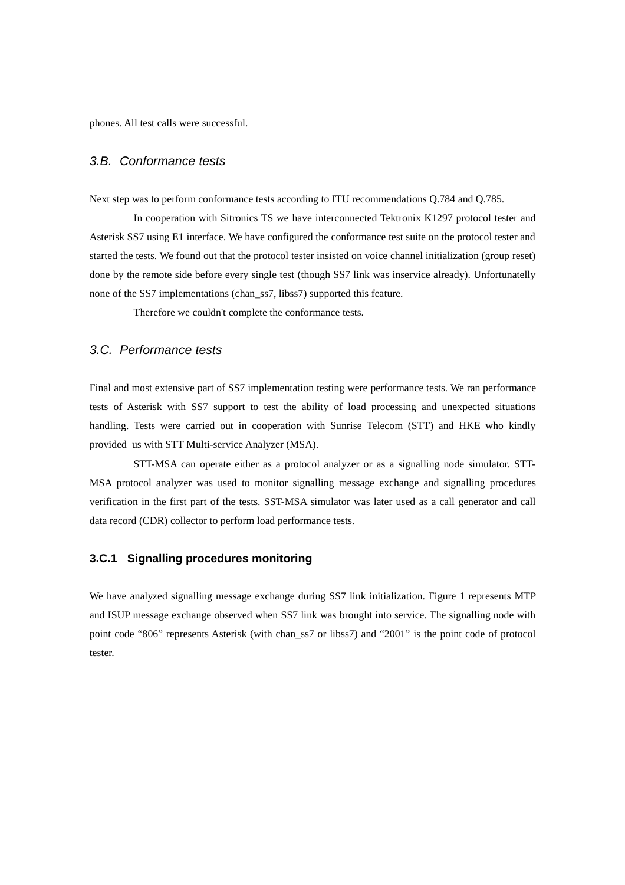phones. All test calls were successful.

## 3.B. Conformance tests

Next step was to perform conformance tests according to ITU recommendations Q.784 and Q.785.

In cooperation with Sitronics TS we have interconnected Tektronix K1297 protocol tester and Asterisk SS7 using E1 interface. We have configured the conformance test suite on the protocol tester and started the tests. We found out that the protocol tester insisted on voice channel initialization (group reset) done by the remote side before every single test (though SS7 link was inservice already). Unfortunatelly none of the SS7 implementations (chan_ss7, libss7) supported this feature.

Therefore we couldn't complete the conformance tests.

## 3.C. Performance tests

Final and most extensive part of SS7 implementation testing were performance tests. We ran performance tests of Asterisk with SS7 support to test the ability of load processing and unexpected situations handling. Tests were carried out in cooperation with Sunrise Telecom (STT) and HKE who kindly provided us with STT Multi-service Analyzer (MSA).

STT-MSA can operate either as a protocol analyzer or as a signalling node simulator. STT-MSA protocol analyzer was used to monitor signalling message exchange and signalling procedures verification in the first part of the tests. SST-MSA simulator was later used as a call generator and call data record (CDR) collector to perform load performance tests.

### 3.C.1 Signalling procedures monitoring

We have analyzed signalling message exchange during SS7 link initialization. Figure 1 represents MTP and ISUP message exchange observed when SS7 link was brought into service. The signalling node with point code “806” represents Asterisk (with chan_ss7 or libss7) and “2001” is the point code of protocol tester.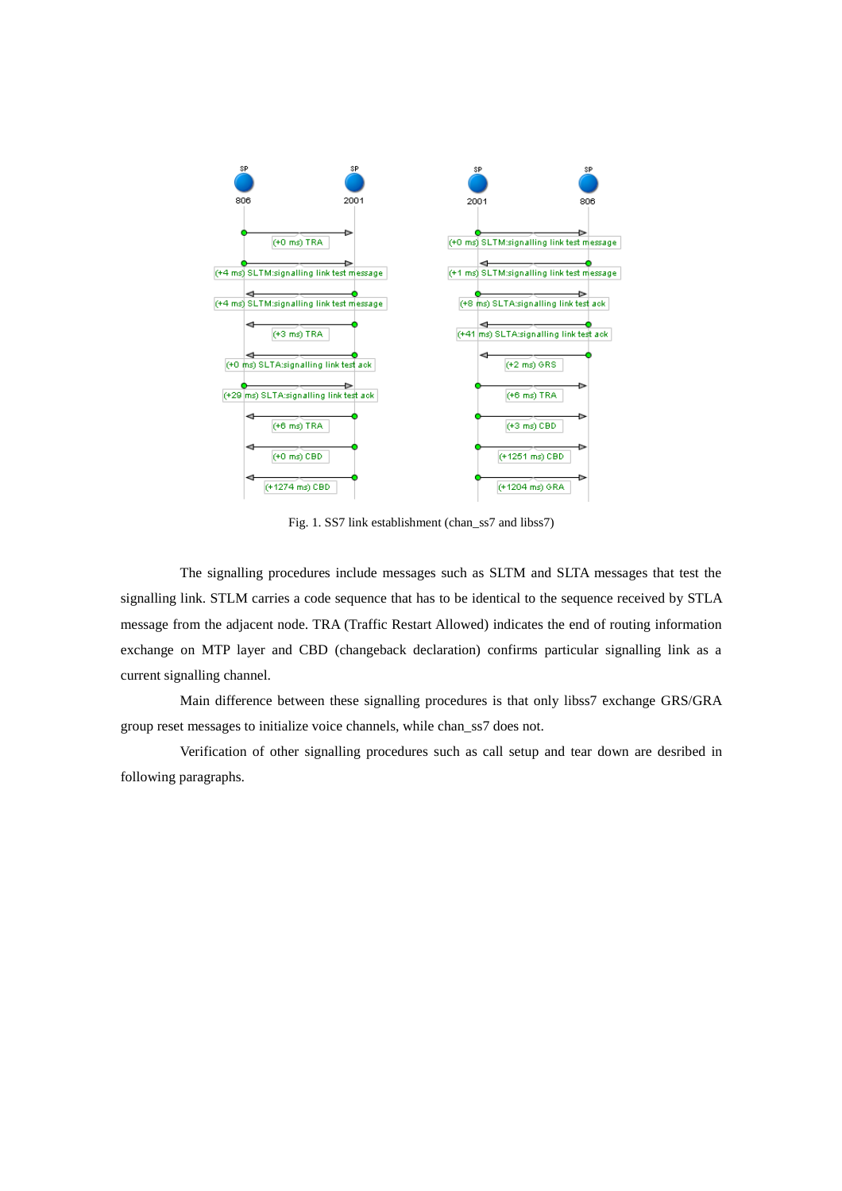Fig. 1. SS7 link establishment (chan_ss7 and libss7)

The signalling procedures include messages such as SLTM and SLTA messages that test the signalling link. STLM carries a code sequence that has to be identical to the sequence received by STLA message from the adjacent node. TRA (Traffic Restart Allowed) indicates the end of routing information exchange on MTP layer and CBD (changeback declaration) confirms particular signalling link as a current signalling channel.

Main difference between these signalling procedures is that only libss7 exchange GRS/GRA group reset messages to initialize voice channels, while chan_ss7 does not.

Verification of other signalling procedures such as call setup and tear down are desribed in following paragraphs.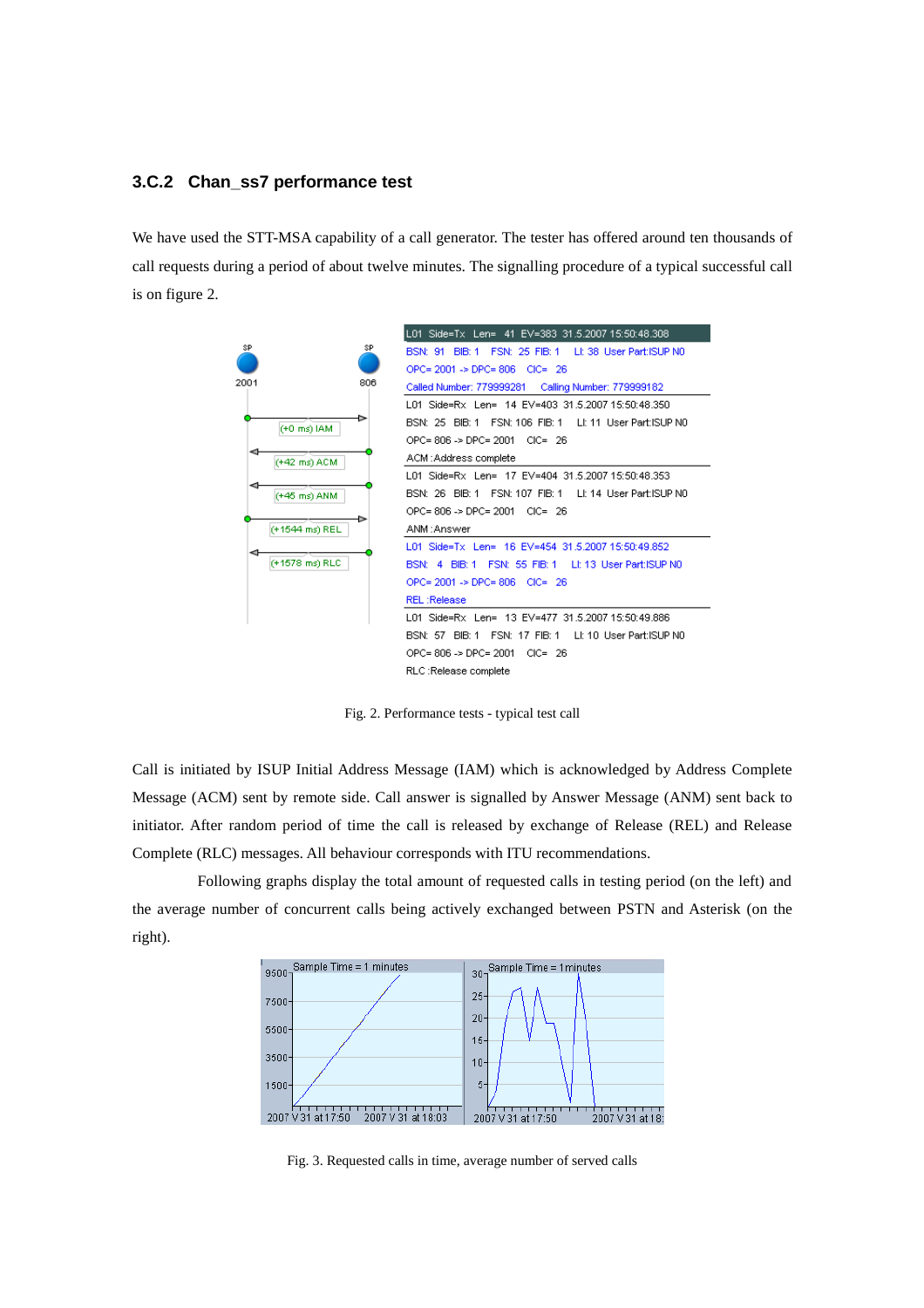### 3.C.2 Chan_ss7 performance test

We have used the STT-MSA capability of a call generator. The tester has offered around ten thousands of call requests during a period of about twelve minutes. The signalling procedure of a typical successful call is on figure 2.

```
SP 2001                              SP 806
   |------------------------------>|
   (+0 ms) IAM
   |<------------------------------|
   (+42 ms) ACM
   |<------------------------------|
   (+45 ms) ANM
   |------------------------------>|
   (+1544 ms) REL
   |<------------------------------|
   (+1578 ms) RLC
```

```
L01 Side=Tx Len= 41 EV=383 31.5.2007 15:50:48.308
BSN: 91 BIB: 1 FSN: 25 FIB: 1 LI: 38 User Part:ISUP N0
OPC= 2001 -> DPC= 806 CIC= 26
Called Number: 779999281 Calling Number: 779999182
L01 Side=Rx Len= 14 EV=403 31.5.2007 15:50:48.350
BSN: 25 BIB: 1 FSN: 106 FIB: 1 LI: 11 User Part:ISUP N0
OPC= 806 -> DPC= 2001 CIC= 26
ACM :Address complete
L01 Side=Rx Len= 17 EV=404 31.5.2007 15:50:48.353
BSN: 26 BIB: 1 FSN: 107 FIB: 1 LI: 14 User Part:ISUP N0
OPC= 806 -> DPC= 2001 CIC= 26
ANM :Answer
L01 Side=Tx Len= 16 EV=454 31.5.2007 15:50:49.852
BSN: 4 BIB: 1 FSN: 55 FIB: 1 LI: 13 User Part:ISUP N0
OPC= 2001 -> DPC= 806 CIC= 26
REL :Release
L01 Side=Rx Len= 13 EV=477 31.5.2007 15:50:49.886
BSN: 57 BIB: 1 FSN: 17 FIB: 1 LI: 10 User Part:ISUP N0
OPC= 806 -> DPC= 2001 CIC= 26
RLC :Release complete
```

Fig. 2. Performance tests - typical test call

Call is initiated by ISUP Initial Address Message (IAM) which is acknowledged by Address Complete Message (ACM) sent by remote side. Call answer is signalled by Answer Message (ANM) sent back to initiator. After random period of time the call is released by exchange of Release (REL) and Release Complete (RLC) messages. All behaviour corresponds with ITU recommendations.

Following graphs display the total amount of requested calls in testing period (on the left) and the average number of concurrent calls being actively exchanged between PSTN and Asterisk (on the right).

Fig. 3. Requested calls in time, average number of served calls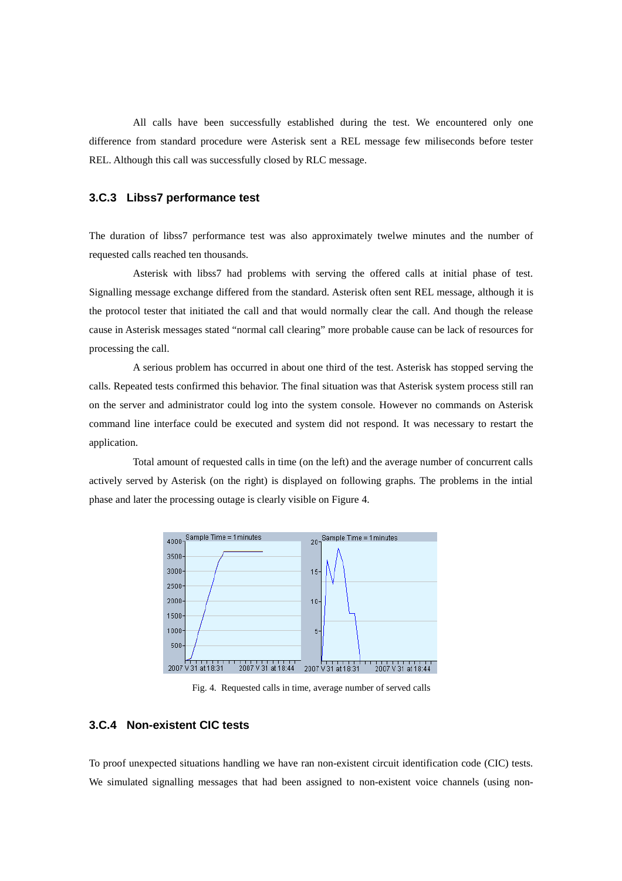All calls have been successfully established during the test. We encountered only one difference from standard procedure were Asterisk sent a REL message few miliseconds before tester REL. Although this call was successfully closed by RLC message.

### 3.C.3 Libss7 performance test

The duration of libss7 performance test was also approximately twelwe minutes and the number of requested calls reached ten thousands.

Asterisk with libss7 had problems with serving the offered calls at initial phase of test. Signalling message exchange differed from the standard. Asterisk often sent REL message, although it is the protocol tester that initiated the call and that would normally clear the call. And though the release cause in Asterisk messages stated “normal call clearing” more probable cause can be lack of resources for processing the call.

A serious problem has occurred in about one third of the test. Asterisk has stopped serving the calls. Repeated tests confirmed this behavior. The final situation was that Asterisk system process still ran on the server and administrator could log into the system console. However no commands on Asterisk command line interface could be executed and system did not respond. It was necessary to restart the application.

Total amount of requested calls in time (on the left) and the average number of concurrent calls actively served by Asterisk (on the right) is displayed on following graphs. The problems in the intial phase and later the processing outage is clearly visible on Figure 4.

Fig. 4. Requested calls in time, average number of served calls

### 3.C.4 Non-existent CIC tests

To proof unexpected situations handling we have ran non-existent circuit identification code (CIC) tests. We simulated signalling messages that had been assigned to non-existent voice channels (using non-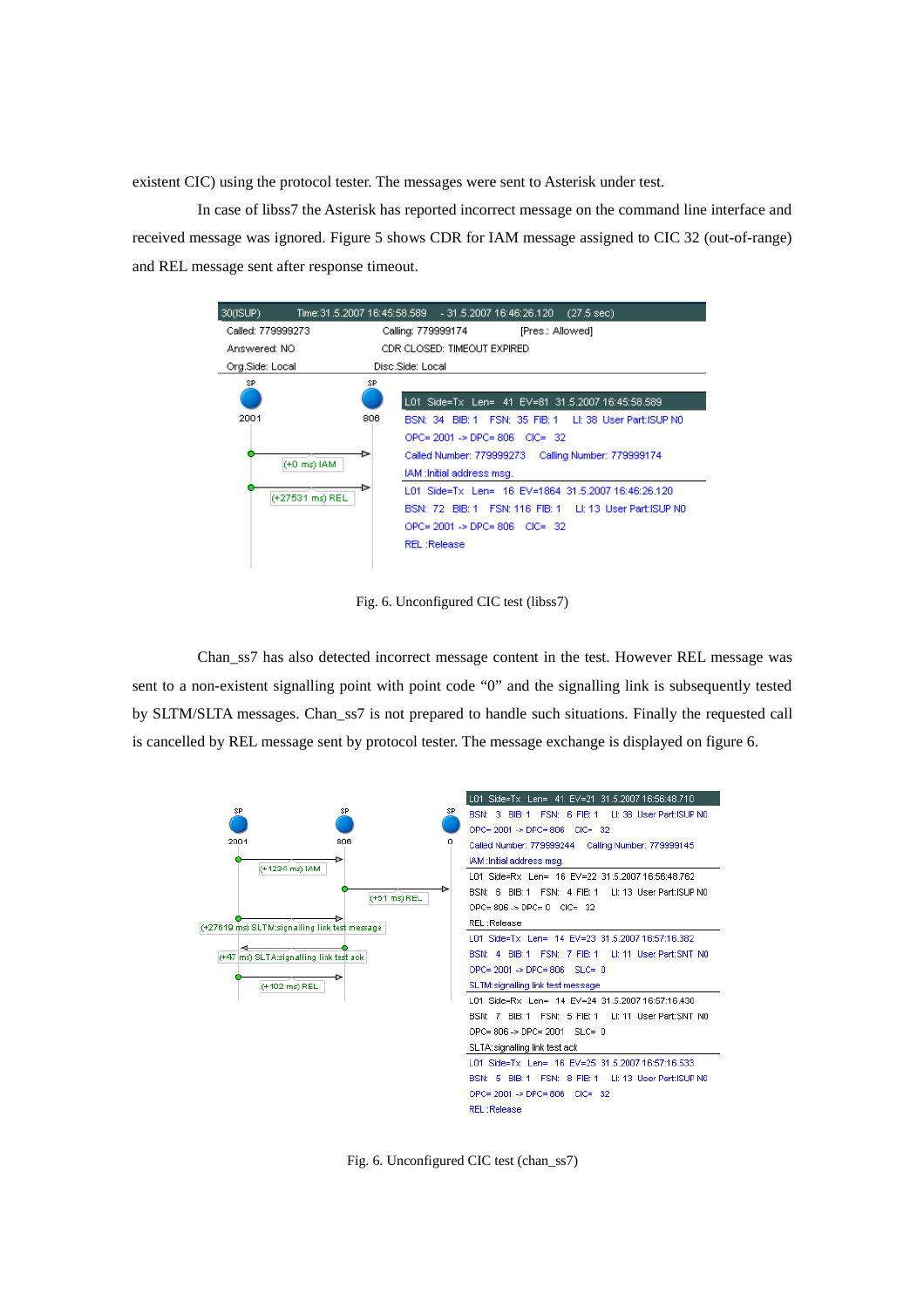existent CIC) using the protocol tester. The messages were sent to Asterisk under test.

In case of libss7 the Asterisk has reported incorrect message on the command line interface and received message was ignored. Figure 5 shows CDR for IAM message assigned to CIC 32 (out-of-range) and REL message sent after response timeout.

Fig. 6. Unconfigured CIC test (libss7)

Chan_ss7 has also detected incorrect message content in the test. However REL message was sent to a non-existent signalling point with point code "0" and the signalling link is subsequently tested by SLTM/SLTA messages. Chan_ss7 is not prepared to handle such situations. Finally the requested call is cancelled by REL message sent by protocol tester. The message exchange is displayed on figure 6.

Fig. 6. Unconfigured CIC test (chan_ss7)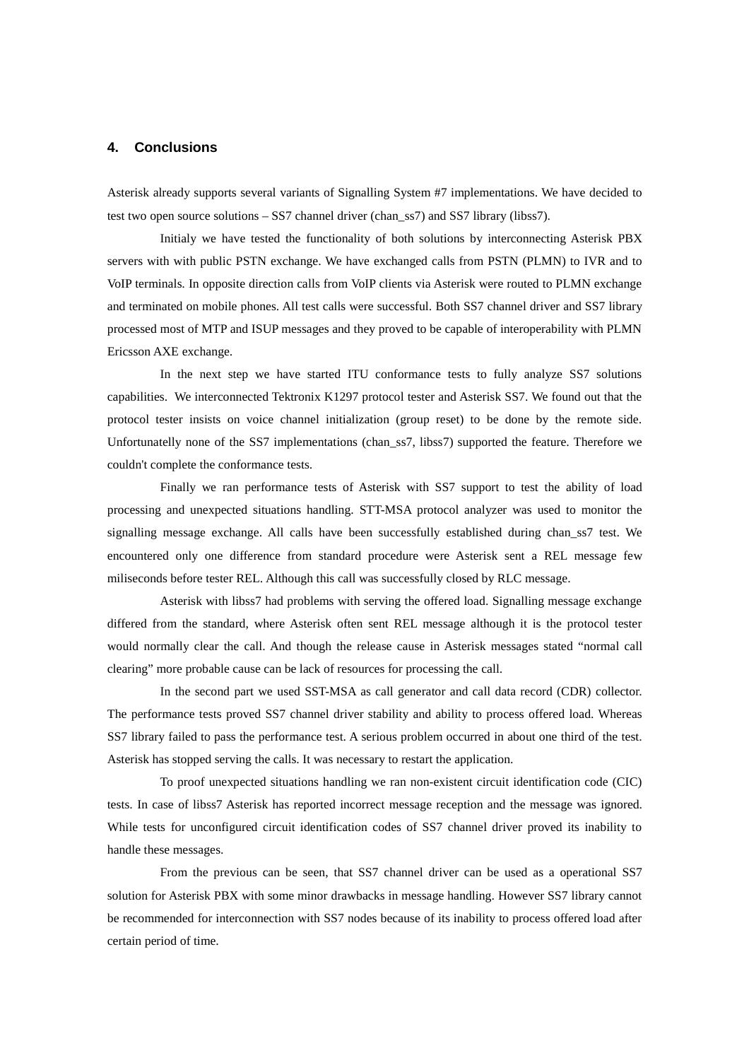## 4. Conclusions

Asterisk already supports several variants of Signalling System #7 implementations. We have decided to test two open source solutions – SS7 channel driver (chan_ss7) and SS7 library (libss7).

Initialy we have tested the functionality of both solutions by interconnecting Asterisk PBX servers with with public PSTN exchange. We have exchanged calls from PSTN (PLMN) to IVR and to VoIP terminals. In opposite direction calls from VoIP clients via Asterisk were routed to PLMN exchange and terminated on mobile phones. All test calls were successful. Both SS7 channel driver and SS7 library processed most of MTP and ISUP messages and they proved to be capable of interoperability with PLMN Ericsson AXE exchange.

In the next step we have started ITU conformance tests to fully analyze SS7 solutions capabilities. We interconnected Tektronix K1297 protocol tester and Asterisk SS7. We found out that the protocol tester insists on voice channel initialization (group reset) to be done by the remote side. Unfortunatelly none of the SS7 implementations (chan_ss7, libss7) supported the feature. Therefore we couldn't complete the conformance tests.

Finally we ran performance tests of Asterisk with SS7 support to test the ability of load processing and unexpected situations handling. STT-MSA protocol analyzer was used to monitor the signalling message exchange. All calls have been successfully established during chan_ss7 test. We encountered only one difference from standard procedure were Asterisk sent a REL message few miliseconds before tester REL. Although this call was successfully closed by RLC message.

Asterisk with libss7 had problems with serving the offered load. Signalling message exchange differed from the standard, where Asterisk often sent REL message although it is the protocol tester would normally clear the call. And though the release cause in Asterisk messages stated "normal call clearing" more probable cause can be lack of resources for processing the call.

In the second part we used SST-MSA as call generator and call data record (CDR) collector. The performance tests proved SS7 channel driver stability and ability to process offered load. Whereas SS7 library failed to pass the performance test. A serious problem occurred in about one third of the test. Asterisk has stopped serving the calls. It was necessary to restart the application.

To proof unexpected situations handling we ran non-existent circuit identification code (CIC) tests. In case of libss7 Asterisk has reported incorrect message reception and the message was ignored. While tests for unconfigured circuit identification codes of SS7 channel driver proved its inability to handle these messages.

From the previous can be seen, that SS7 channel driver can be used as a operational SS7 solution for Asterisk PBX with some minor drawbacks in message handling. However SS7 library cannot be recommended for interconnection with SS7 nodes because of its inability to process offered load after certain period of time.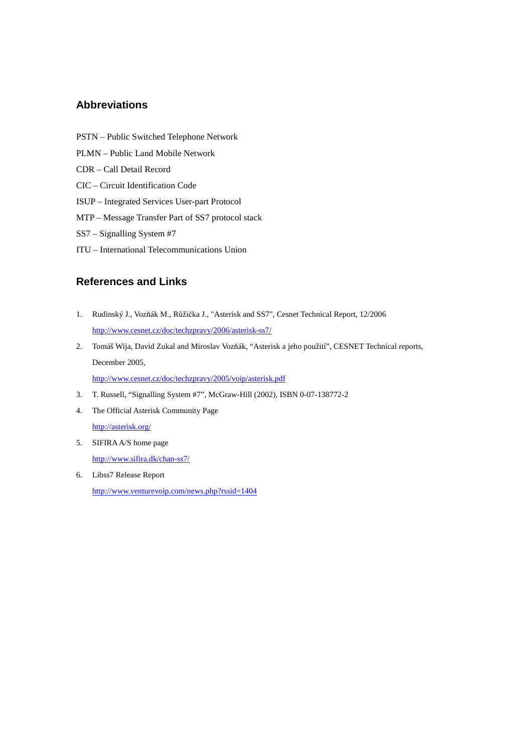## Abbreviations

PSTN – Public Switched Telephone Network

PLMN – Public Land Mobile Network

CDR – Call Detail Record

CIC – Circuit Identification Code

ISUP – Integrated Services User-part Protocol

MTP – Message Transfer Part of SS7 protocol stack

SS7 – Signalling System #7

ITU – International Telecommunications Union

## References and Links

1. Rudinský J., Vozňák M., Růžička J., "Asterisk and SS7", Cesnet Technical Report, 12/2006
   http://www.cesnet.cz/doc/techzpravy/2006/asterisk-ss7/
2. Tomáš Wija, David Zukal and Miroslav Vozňák, "Asterisk a jeho použití", CESNET Technical reports, December 2005,
   http://www.cesnet.cz/doc/techzpravy/2005/voip/asterisk.pdf
3. T. Russell, "Signalling System #7", McGraw-Hill (2002), ISBN 0-07-138772-2
4. The Official Asterisk Community Page
   http://asterisk.org/
5. SIFIRA A/S home page
   http://www.sifira.dk/chan-ss7/
6. Libss7 Release Report
   http://www.venturevoip.com/news.php?rssid=1404